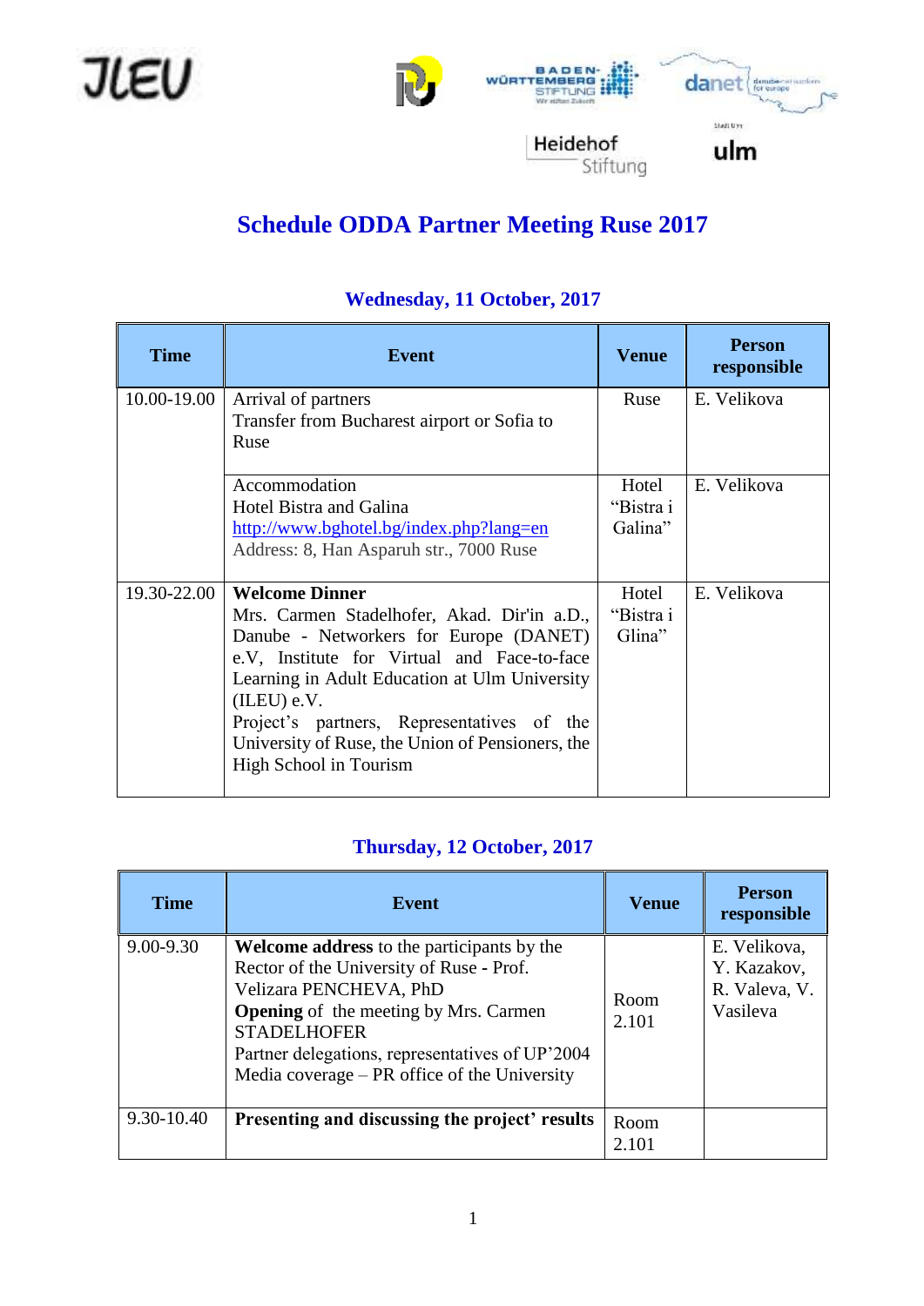# Schedule ODDA Partner Meeting Ruse 2017

## Wednesday, 11 October, 2017

| Time | Event | Venue | Person responsible |
|---|---|---|---|
| 10.00-19.00 | Arrival of partners<br>Transfer from Bucharest airport or Sofia to Ruse | Ruse | E. Velikova |
| | Accommodation<br>Hotel Bistra and Galina<br>http://www.bghotel.bg/index.php?lang=en<br>Address: 8, Han Asparuh str., 7000 Ruse | Hotel "Bistra i Galina" | E. Velikova |
| 19.30-22.00 | **Welcome Dinner**<br>Mrs. Carmen Stadelhofer, Akad. Dir'in a.D., Danube - Networkers for Europe (DANET) e.V, Institute for Virtual and Face-to-face Learning in Adult Education at Ulm University (ILEU) e.V.<br>Project's partners, Representatives of the University of Ruse, the Union of Pensioners, the High School in Tourism | Hotel "Bistra i Glina" | E. Velikova |

## Thursday, 12 October, 2017

| Time | Event | Venue | Person responsible |
|---|---|---|---|
| 9.00-9.30 | **Welcome address** to the participants by the Rector of the University of Ruse - Prof. Velizara PENCHEVA, PhD<br>**Opening** of the meeting by Mrs. Carmen STADELHOFER<br>Partner delegations, representatives of UP'2004<br>Media coverage – PR office of the University | Room 2.101 | E. Velikova, Y. Kazakov, R. Valeva, V. Vasileva |
| 9.30-10.40 | **Presenting and discussing the project' results** | Room 2.101 | |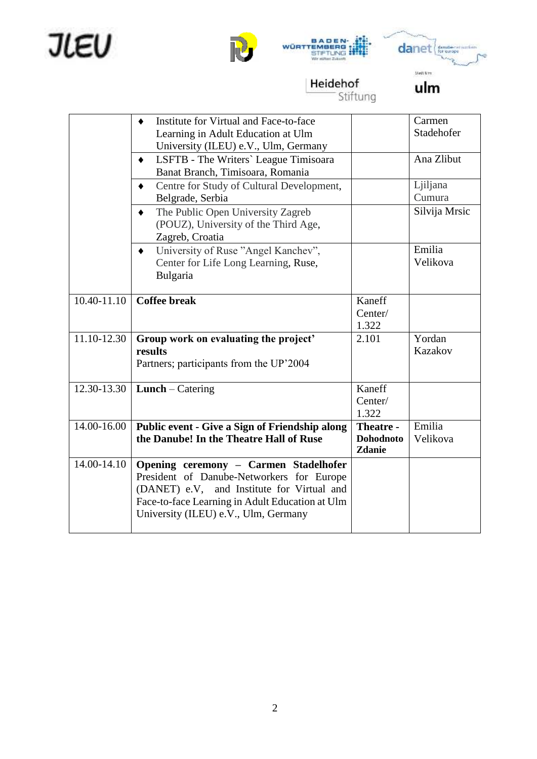| | | | |
|---|---|---|---|
| | ♦ Institute for Virtual and Face-to-face Learning in Adult Education at Ulm University (ILEU) e.V., Ulm, Germany | | Carmen Stadehofer |
| | ♦ LSFTB - The Writers` League Timisoara Banat Branch, Timisoara, Romania | | Ana Zlibut |
| | ♦ Centre for Study of Cultural Development, Belgrade, Serbia | | Ljiljana Cumura |
| | ♦ The Public Open University Zagreb (POUZ), University of the Third Age, Zagreb, Croatia | | Silvija Mrsic |
| | ♦ University of Ruse "Angel Kanchev", Center for Life Long Learning, Ruse, Bulgaria | | Emilia Velikova |
| 10.40-11.10 | **Coffee break** | Kaneff Center/ 1.322 | |
| 11.10-12.30 | **Group work on evaluating the project' results** Partners; participants from the UP'2004 | 2.101 | Yordan Kazakov |
| 12.30-13.30 | **Lunch** – Catering | Kaneff Center/ 1.322 | |
| 14.00-16.00 | **Public event - Give a Sign of Friendship along the Danube! In the Theatre Hall of Ruse** | **Theatre - Dohodnoto Zdanie** | Emilia Velikova |
| 14.00-14.10 | **Opening ceremony – Carmen Stadelhofer** President of Danube-Networkers for Europe (DANET) e.V, and Institute for Virtual and Face-to-face Learning in Adult Education at Ulm University (ILEU) e.V., Ulm, Germany | | |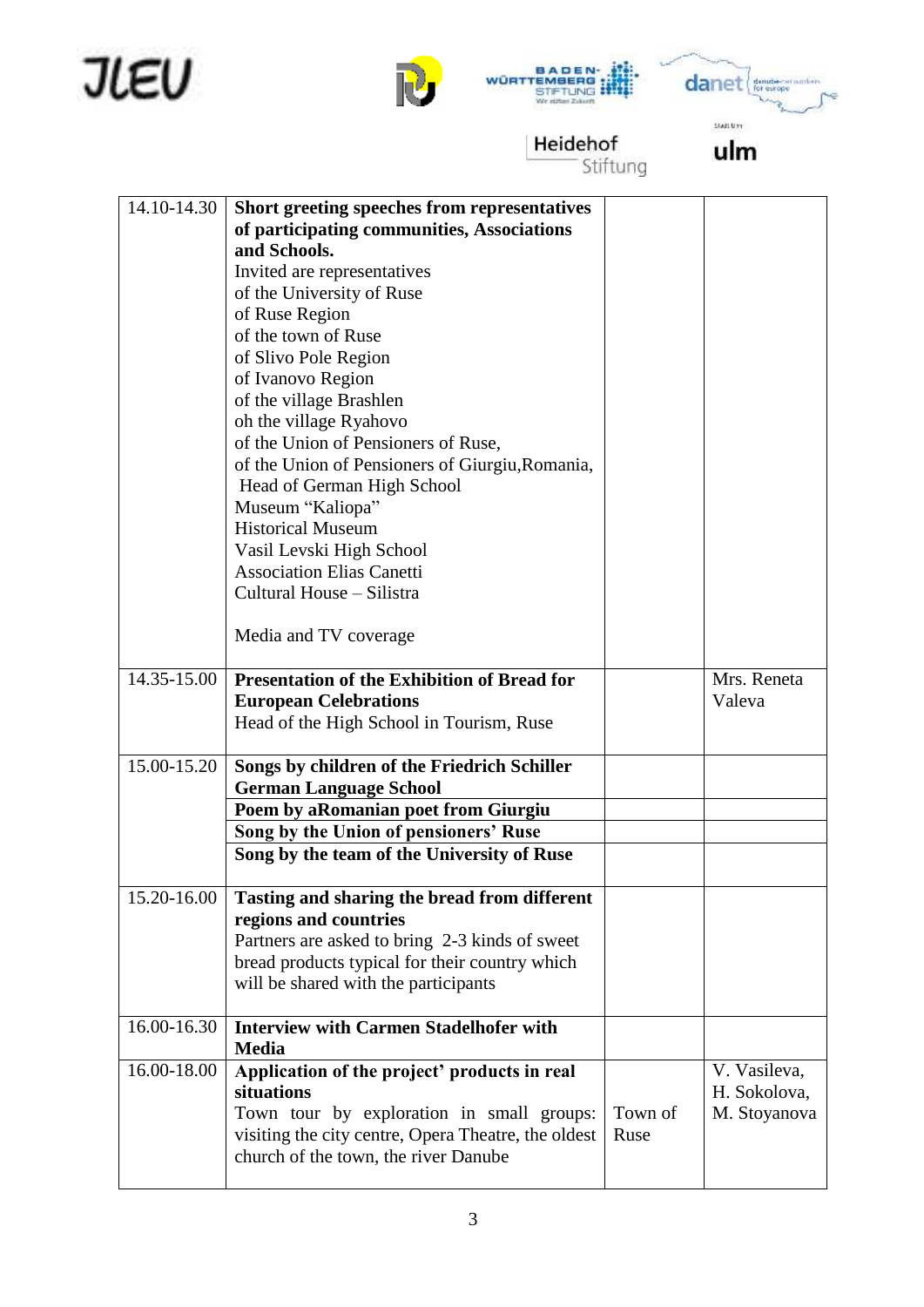| | | | |
|---|---|---|---|
| 14.10-14.30 | **Short greeting speeches from representatives of participating communities, Associations and Schools.**<br>Invited are representatives<br>of the University of Ruse<br>of Ruse Region<br>of the town of Ruse<br>of Slivo Pole Region<br>of Ivanovo Region<br>of the village Brashlen<br>oh the village Ryahovo<br>of the Union of Pensioners of Ruse,<br>of the Union of Pensioners of Giurgiu,Romania,<br>Head of German High School<br>Museum "Kaliopa"<br>Historical Museum<br>Vasil Levski High School<br>Association Elias Canetti<br>Cultural House – Silistra<br><br>Media and TV coverage | | |
| 14.35-15.00 | **Presentation of the Exhibition of Bread for European Celebrations**<br>Head of the High School in Tourism, Ruse | | Mrs. Reneta Valeva |
| 15.00-15.20 | **Songs by children of the Friedrich Schiller German Language School** | | |
| | **Poem by aRomanian poet from Giurgiu** | | |
| | **Song by the Union of pensioners' Ruse** | | |
| | **Song by the team of the University of Ruse** | | |
| 15.20-16.00 | **Tasting and sharing the bread from different regions and countries**<br>Partners are asked to bring 2-3 kinds of sweet bread products typical for their country which will be shared with the participants | | |
| 16.00-16.30 | **Interview with Carmen Stadelhofer with Media** | | |
| 16.00-18.00 | **Application of the project' products in real situations**<br>Town tour by exploration in small groups: visiting the city centre, Opera Theatre, the oldest church of the town, the river Danube | Town of Ruse | V. Vasileva, H. Sokolova, M. Stoyanova |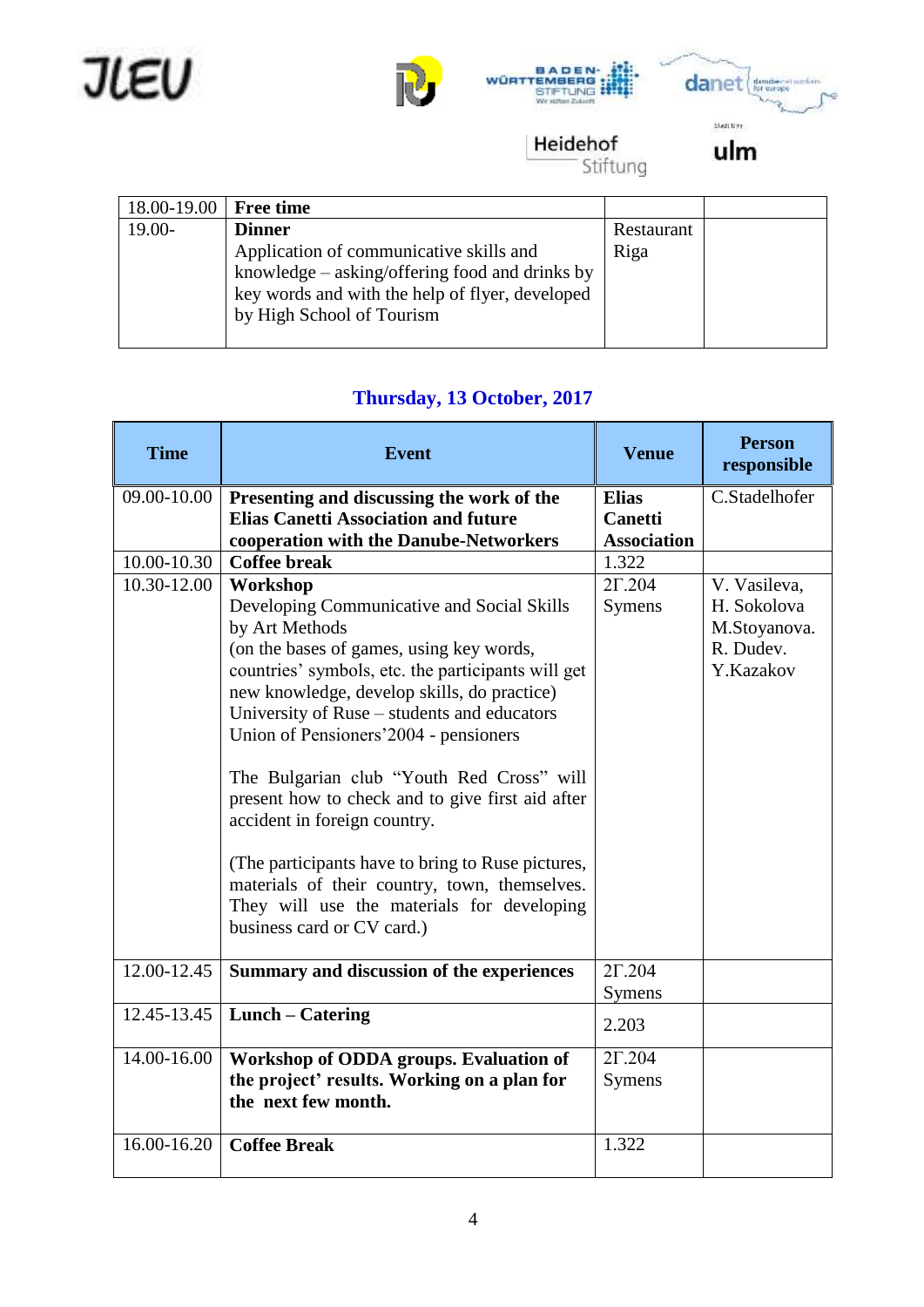| 18.00-19.00 | **Free time** | | |
|---|---|---|---|
| 19.00- | **Dinner**<br>Application of communicative skills and knowledge – asking/offering food and drinks by key words and with the help of flyer, developed by High School of Tourism | Restaurant Riga | |

## Thursday, 13 October, 2017

| Time | Event | Venue | Person responsible |
|---|---|---|---|
| 09.00-10.00 | **Presenting and discussing the work of the Elias Canetti Association and future cooperation with the Danube-Networkers** | **Elias Canetti Association** | C.Stadelhofer |
| 10.00-10.30 | **Coffee break** | 1.322 | |
| 10.30-12.00 | **Workshop**<br>Developing Communicative and Social Skills by Art Methods<br>(on the bases of games, using key words, countries' symbols, etc. the participants will get new knowledge, develop skills, do practice)<br>University of Ruse – students and educators<br>Union of Pensioners'2004 - pensioners<br><br>The Bulgarian club "Youth Red Cross" will present how to check and to give first aid after accident in foreign country.<br><br>(The participants have to bring to Ruse pictures, materials of their country, town, themselves. They will use the materials for developing business card or CV card.) | 2Г.204 Symens | V. Vasileva, H. Sokolova M.Stoyanova. R. Dudev. Y.Kazakov |
| 12.00-12.45 | **Summary and discussion of the experiences** | 2Г.204 Symens | |
| 12.45-13.45 | **Lunch – Catering** | 2.203 | |
| 14.00-16.00 | **Workshop of ODDA groups. Evaluation of the project' results. Working on a plan for the next few month.** | 2Г.204 Symens | |
| 16.00-16.20 | **Coffee Break** | 1.322 | |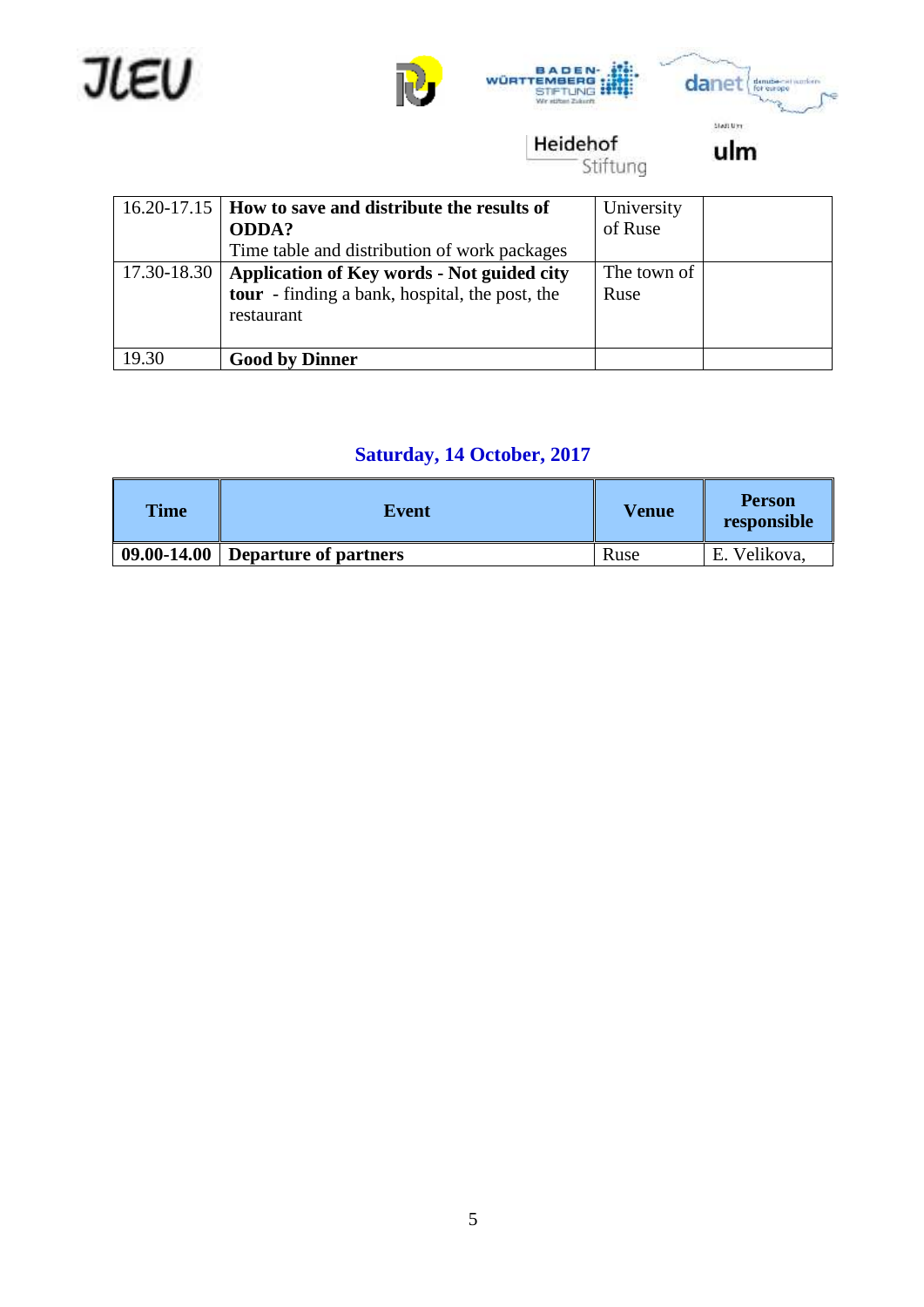| | | | |
|---|---|---|---|
| 16.20-17.15 | **How to save and distribute the results of ODDA?**<br>Time table and distribution of work packages | University of Ruse | |
| 17.30-18.30 | **Application of Key words - Not guided city tour** - finding a bank, hospital, the post, the restaurant | The town of Ruse | |
| 19.30 | **Good by Dinner** | | |

## Saturday, 14 October, 2017

| Time | Event | Venue | Person responsible |
|---|---|---|---|
| **09.00-14.00** | **Departure of partners** | Ruse | E. Velikova, |